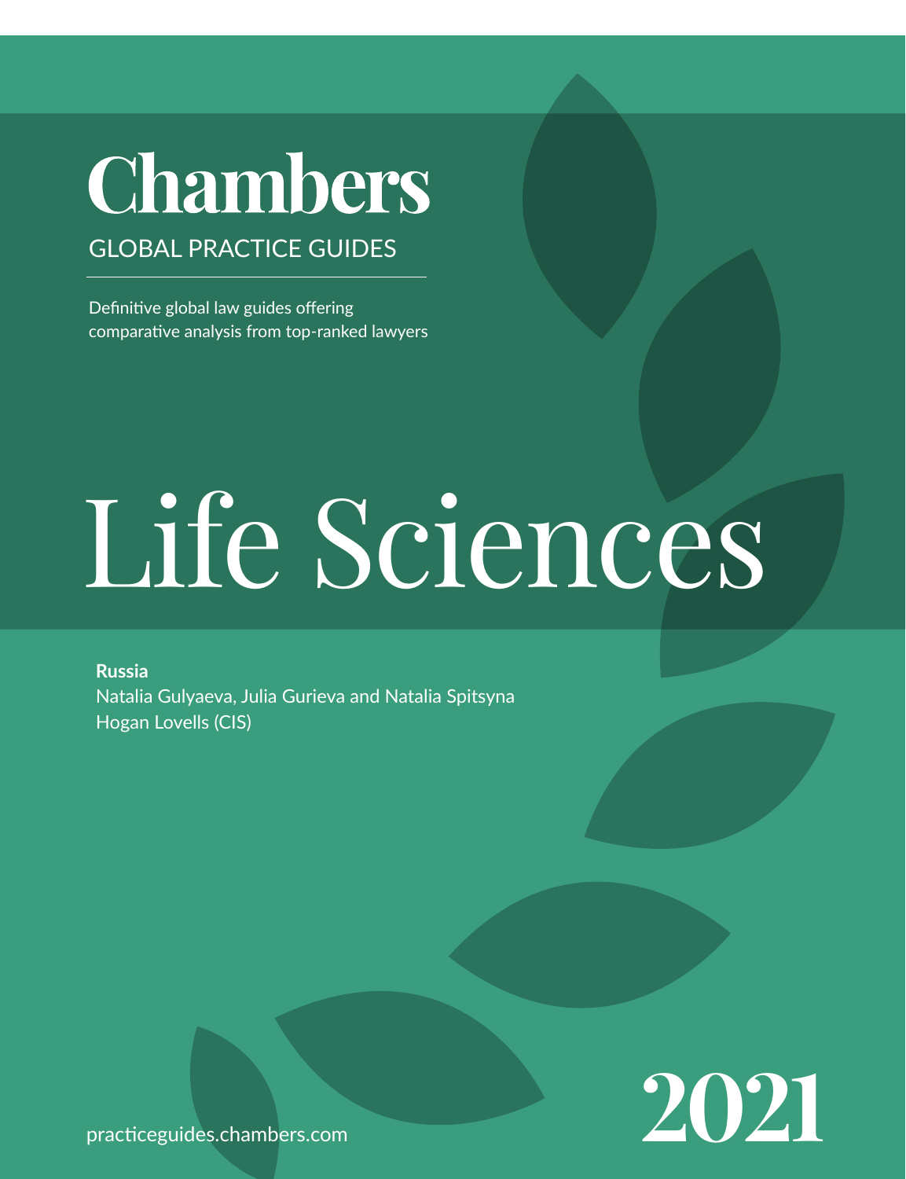# Chambers

GLOBAL PRACTICE GUIDES

Definitive global law guides offering comparative analysis from top-ranked lawyers

# Life Sciences

**Russia**

Natalia Gulyaeva, Julia Gurieva and Natalia Spitsyna

Hogan Lovells (CIS)

practiceguides.chambers.com

**2021**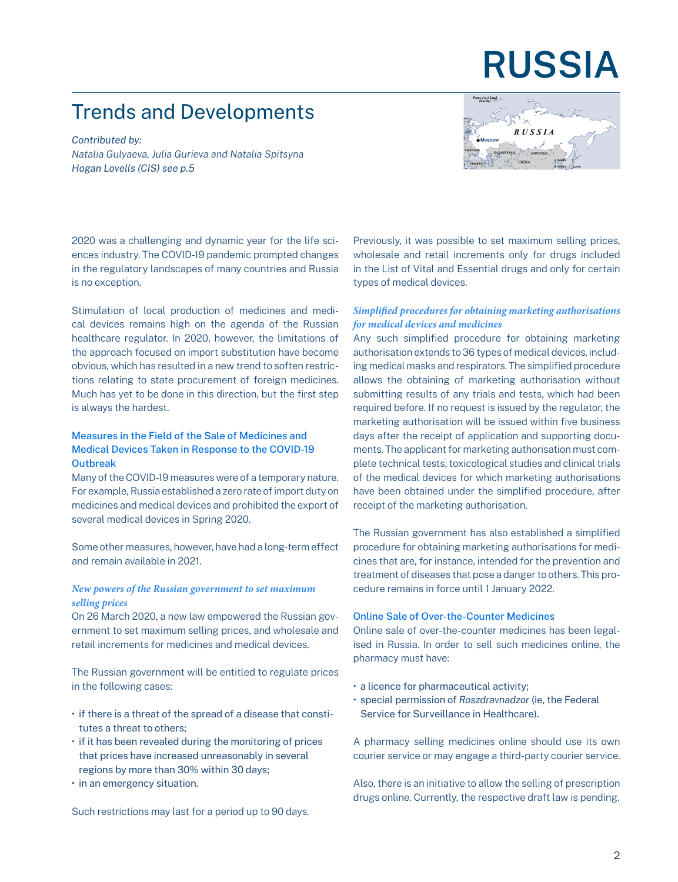# RUSSIA

## Trends and Developments

*Contributed by:*
*Natalia Gulyaeva, Julia Gurieva and Natalia Spitsyna*
*Hogan Lovells (CIS) see p.5*

2020 was a challenging and dynamic year for the life sciences industry. The COVID-19 pandemic prompted changes in the regulatory landscapes of many countries and Russia is no exception.

Stimulation of local production of medicines and medical devices remains high on the agenda of the Russian healthcare regulator. In 2020, however, the limitations of the approach focused on import substitution have become obvious, which has resulted in a new trend to soften restrictions relating to state procurement of foreign medicines. Much has yet to be done in this direction, but the first step is always the hardest.

### Measures in the Field of the Sale of Medicines and Medical Devices Taken in Response to the COVID-19 Outbreak

Many of the COVID-19 measures were of a temporary nature. For example, Russia established a zero rate of import duty on medicines and medical devices and prohibited the export of several medical devices in Spring 2020.

Some other measures, however, have had a long-term effect and remain available in 2021.

#### *New powers of the Russian government to set maximum selling prices*

On 26 March 2020, a new law empowered the Russian government to set maximum selling prices, and wholesale and retail increments for medicines and medical devices.

The Russian government will be entitled to regulate prices in the following cases:

- if there is a threat of the spread of a disease that constitutes a threat to others;
- if it has been revealed during the monitoring of prices that prices have increased unreasonably in several regions by more than 30% within 30 days;
- in an emergency situation.

Such restrictions may last for a period up to 90 days.

Previously, it was possible to set maximum selling prices, wholesale and retail increments only for drugs included in the List of Vital and Essential drugs and only for certain types of medical devices.

#### *Simplified procedures for obtaining marketing authorisations for medical devices and medicines*

Any such simplified procedure for obtaining marketing authorisation extends to 36 types of medical devices, including medical masks and respirators. The simplified procedure allows the obtaining of marketing authorisation without submitting results of any trials and tests, which had been required before. If no request is issued by the regulator, the marketing authorisation will be issued within five business days after the receipt of application and supporting documents. The applicant for marketing authorisation must complete technical tests, toxicological studies and clinical trials of the medical devices for which marketing authorisations have been obtained under the simplified procedure, after receipt of the marketing authorisation.

The Russian government has also established a simplified procedure for obtaining marketing authorisations for medicines that are, for instance, intended for the prevention and treatment of diseases that pose a danger to others. This procedure remains in force until 1 January 2022.

### Online Sale of Over-the-Counter Medicines

Online sale of over-the-counter medicines has been legalised in Russia. In order to sell such medicines online, the pharmacy must have:

- a licence for pharmaceutical activity;
- special permission of *Roszdravnadzor* (ie, the Federal Service for Surveillance in Healthcare).

A pharmacy selling medicines online should use its own courier service or may engage a third-party courier service.

Also, there is an initiative to allow the selling of prescription drugs online. Currently, the respective draft law is pending.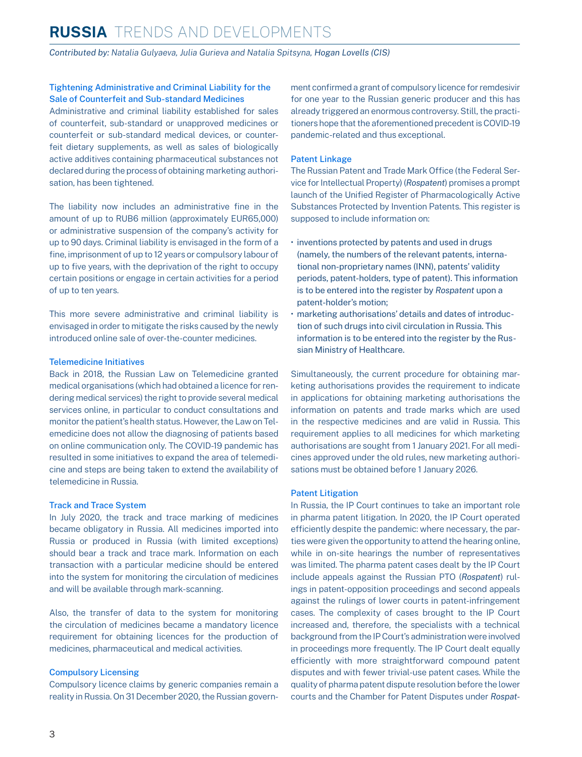### Tightening Administrative and Criminal Liability for the Sale of Counterfeit and Sub-standard Medicines

Administrative and criminal liability established for sales of counterfeit, sub-standard or unapproved medicines or counterfeit or sub-standard medical devices, or counterfeit dietary supplements, as well as sales of biologically active additives containing pharmaceutical substances not declared during the process of obtaining marketing authorisation, has been tightened.

The liability now includes an administrative fine in the amount of up to RUB6 million (approximately EUR65,000) or administrative suspension of the company's activity for up to 90 days. Criminal liability is envisaged in the form of a fine, imprisonment of up to 12 years or compulsory labour of up to five years, with the deprivation of the right to occupy certain positions or engage in certain activities for a period of up to ten years.

This more severe administrative and criminal liability is envisaged in order to mitigate the risks caused by the newly introduced online sale of over-the-counter medicines.

### Telemedicine Initiatives

Back in 2018, the Russian Law on Telemedicine granted medical organisations (which had obtained a licence for rendering medical services) the right to provide several medical services online, in particular to conduct consultations and monitor the patient's health status. However, the Law on Telemedicine does not allow the diagnosing of patients based on online communication only. The COVID-19 pandemic has resulted in some initiatives to expand the area of telemedicine and steps are being taken to extend the availability of telemedicine in Russia.

### Track and Trace System

In July 2020, the track and trace marking of medicines became obligatory in Russia. All medicines imported into Russia or produced in Russia (with limited exceptions) should bear a track and trace mark. Information on each transaction with a particular medicine should be entered into the system for monitoring the circulation of medicines and will be available through mark-scanning.

Also, the transfer of data to the system for monitoring the circulation of medicines became a mandatory licence requirement for obtaining licences for the production of medicines, pharmaceutical and medical activities.

### Compulsory Licensing

Compulsory licence claims by generic companies remain a reality in Russia. On 31 December 2020, the Russian government confirmed a grant of compulsory licence for remdesivir for one year to the Russian generic producer and this has already triggered an enormous controversy. Still, the practitioners hope that the aforementioned precedent is COVID-19 pandemic-related and thus exceptional.

### Patent Linkage

The Russian Patent and Trade Mark Office (the Federal Service for Intellectual Property) (*Rospatent*) promises a prompt launch of the Unified Register of Pharmacologically Active Substances Protected by Invention Patents. This register is supposed to include information on:

- inventions protected by patents and used in drugs (namely, the numbers of the relevant patents, international non-proprietary names (INN), patents' validity periods, patent-holders, type of patent). This information is to be entered into the register by *Rospatent* upon a patent-holder's motion;
- marketing authorisations' details and dates of introduction of such drugs into civil circulation in Russia. This information is to be entered into the register by the Russian Ministry of Healthcare.

Simultaneously, the current procedure for obtaining marketing authorisations provides the requirement to indicate in applications for obtaining marketing authorisations the information on patents and trade marks which are used in the respective medicines and are valid in Russia. This requirement applies to all medicines for which marketing authorisations are sought from 1 January 2021. For all medicines approved under the old rules, new marketing authorisations must be obtained before 1 January 2026.

### Patent Litigation

In Russia, the IP Court continues to take an important role in pharma patent litigation. In 2020, the IP Court operated efficiently despite the pandemic: where necessary, the parties were given the opportunity to attend the hearing online, while in on-site hearings the number of representatives was limited. The pharma patent cases dealt by the IP Court include appeals against the Russian PTO (*Rospatent*) rulings in patent-opposition proceedings and second appeals against the rulings of lower courts in patent-infringement cases. The complexity of cases brought to the IP Court increased and, therefore, the specialists with a technical background from the IP Court's administration were involved in proceedings more frequently. The IP Court dealt equally efficiently with more straightforward compound patent disputes and with fewer trivial-use patent cases. While the quality of pharma patent dispute resolution before the lower courts and the Chamber for Patent Disputes under *Rospat-*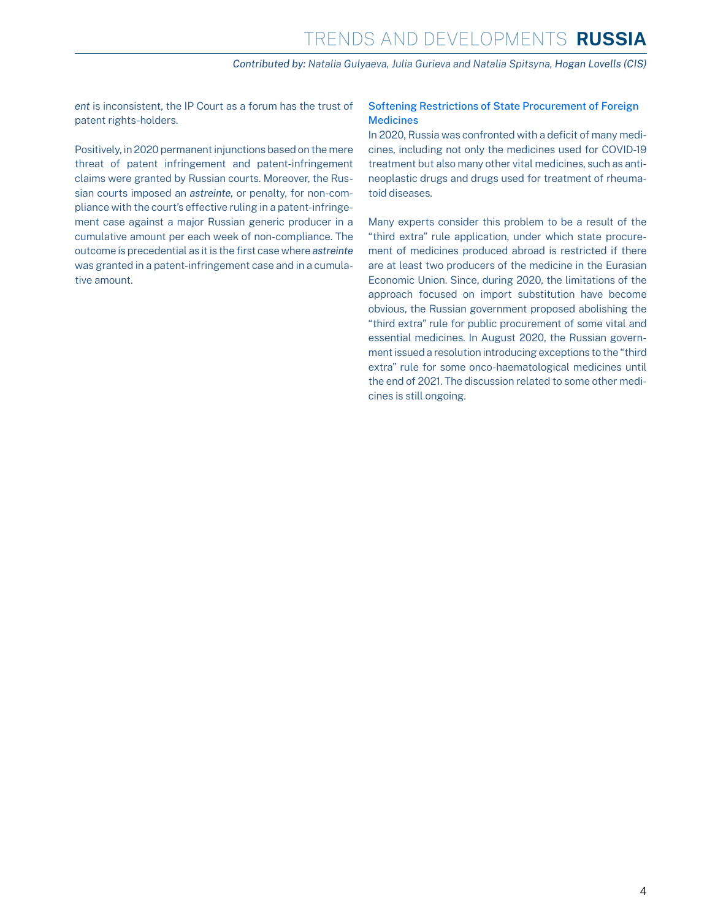*ent* is inconsistent, the IP Court as a forum has the trust of patent rights-holders.

Positively, in 2020 permanent injunctions based on the mere threat of patent infringement and patent-infringement claims were granted by Russian courts. Moreover, the Russian courts imposed an *astreinte*, or penalty, for non-compliance with the court's effective ruling in a patent-infringement case against a major Russian generic producer in a cumulative amount per each week of non-compliance. The outcome is precedential as it is the first case where *astreinte* was granted in a patent-infringement case and in a cumulative amount.

## Softening Restrictions of State Procurement of Foreign Medicines

In 2020, Russia was confronted with a deficit of many medicines, including not only the medicines used for COVID-19 treatment but also many other vital medicines, such as antineoplastic drugs and drugs used for treatment of rheumatoid diseases.

Many experts consider this problem to be a result of the "third extra" rule application, under which state procurement of medicines produced abroad is restricted if there are at least two producers of the medicine in the Eurasian Economic Union. Since, during 2020, the limitations of the approach focused on import substitution have become obvious, the Russian government proposed abolishing the "third extra" rule for public procurement of some vital and essential medicines. In August 2020, the Russian government issued a resolution introducing exceptions to the "third extra" rule for some onco-haematological medicines until the end of 2021. The discussion related to some other medicines is still ongoing.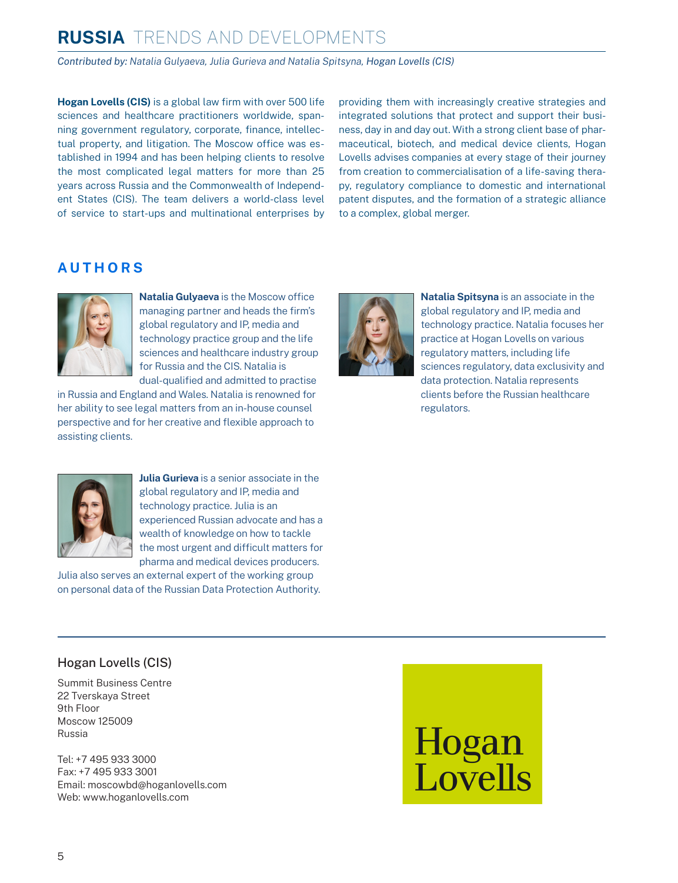# RUSSIA TRENDS AND DEVELOPMENTS

*Contributed by: Natalia Gulyaeva, Julia Gurieva and Natalia Spitsyna, Hogan Lovells (CIS)*

**Hogan Lovells (CIS)** is a global law firm with over 500 life sciences and healthcare practitioners worldwide, spanning government regulatory, corporate, finance, intellectual property, and litigation. The Moscow office was established in 1994 and has been helping clients to resolve the most complicated legal matters for more than 25 years across Russia and the Commonwealth of Independent States (CIS). The team delivers a world-class level of service to start-ups and multinational enterprises by providing them with increasingly creative strategies and integrated solutions that protect and support their business, day in and day out. With a strong client base of pharmaceutical, biotech, and medical device clients, Hogan Lovells advises companies at every stage of their journey from creation to commercialisation of a life-saving therapy, regulatory compliance to domestic and international patent disputes, and the formation of a strategic alliance to a complex, global merger.

## AUTHORS

**Natalia Gulyaeva** is the Moscow office managing partner and heads the firm's global regulatory and IP, media and technology practice group and the life sciences and healthcare industry group for Russia and the CIS. Natalia is dual-qualified and admitted to practise in Russia and England and Wales. Natalia is renowned for her ability to see legal matters from an in-house counsel perspective and for her creative and flexible approach to assisting clients.

**Julia Gurieva** is a senior associate in the global regulatory and IP, media and technology practice. Julia is an experienced Russian advocate and has a wealth of knowledge on how to tackle the most urgent and difficult matters for pharma and medical devices producers. Julia also serves an external expert of the working group on personal data of the Russian Data Protection Authority.

**Natalia Spitsyna** is an associate in the global regulatory and IP, media and technology practice. Natalia focuses her practice at Hogan Lovells on various regulatory matters, including life sciences regulatory, data exclusivity and data protection. Natalia represents clients before the Russian healthcare regulators.

### Hogan Lovells (CIS)

Summit Business Centre
22 Tverskaya Street
9th Floor
Moscow 125009
Russia

Tel: +7 495 933 3000
Fax: +7 495 933 3001
Email: moscowbd@hoganlovells.com
Web: www.hoganlovells.com

Hogan Lovells